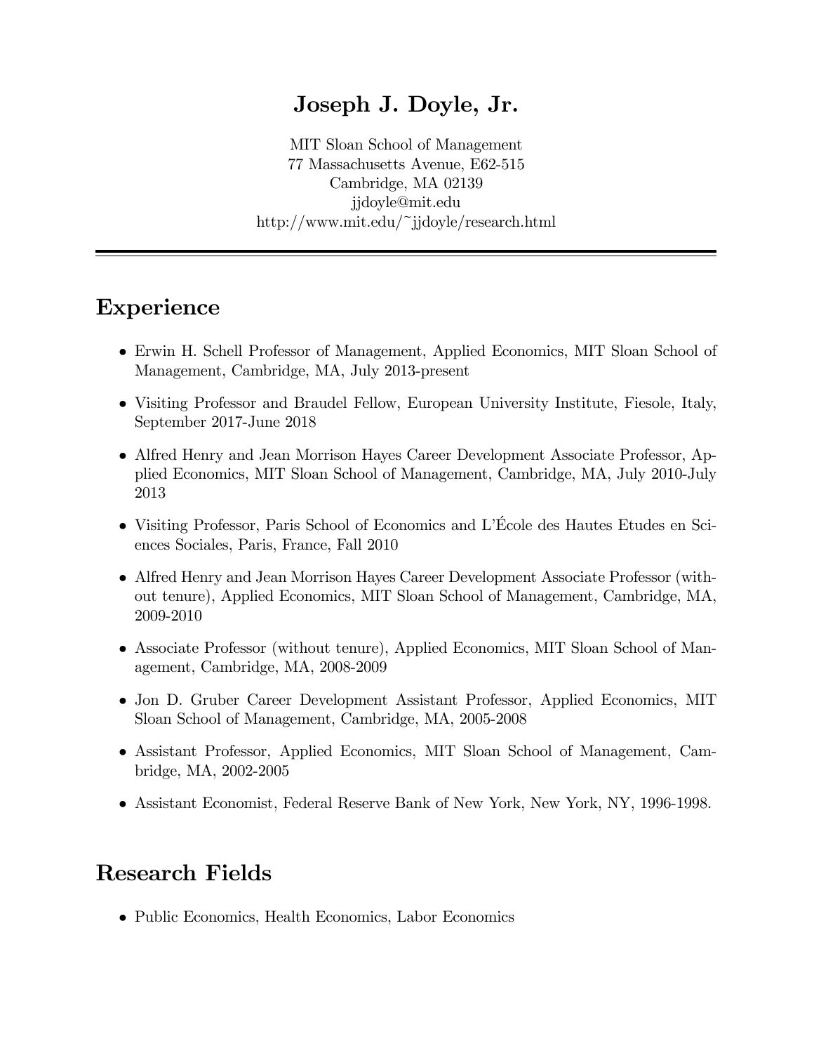# Joseph J. Doyle, Jr.

MIT Sloan School of Management
77 Massachusetts Avenue, E62-515
Cambridge, MA 02139
jjdoyle@mit.edu
http://www.mit.edu/~jjdoyle/research.html

---

## Experience

- Erwin H. Schell Professor of Management, Applied Economics, MIT Sloan School of Management, Cambridge, MA, July 2013-present
- Visiting Professor and Braudel Fellow, European University Institute, Fiesole, Italy, September 2017-June 2018
- Alfred Henry and Jean Morrison Hayes Career Development Associate Professor, Applied Economics, MIT Sloan School of Management, Cambridge, MA, July 2010-July 2013
- Visiting Professor, Paris School of Economics and L'École des Hautes Etudes en Sciences Sociales, Paris, France, Fall 2010
- Alfred Henry and Jean Morrison Hayes Career Development Associate Professor (without tenure), Applied Economics, MIT Sloan School of Management, Cambridge, MA, 2009-2010
- Associate Professor (without tenure), Applied Economics, MIT Sloan School of Management, Cambridge, MA, 2008-2009
- Jon D. Gruber Career Development Assistant Professor, Applied Economics, MIT Sloan School of Management, Cambridge, MA, 2005-2008
- Assistant Professor, Applied Economics, MIT Sloan School of Management, Cambridge, MA, 2002-2005
- Assistant Economist, Federal Reserve Bank of New York, New York, NY, 1996-1998.

## Research Fields

- Public Economics, Health Economics, Labor Economics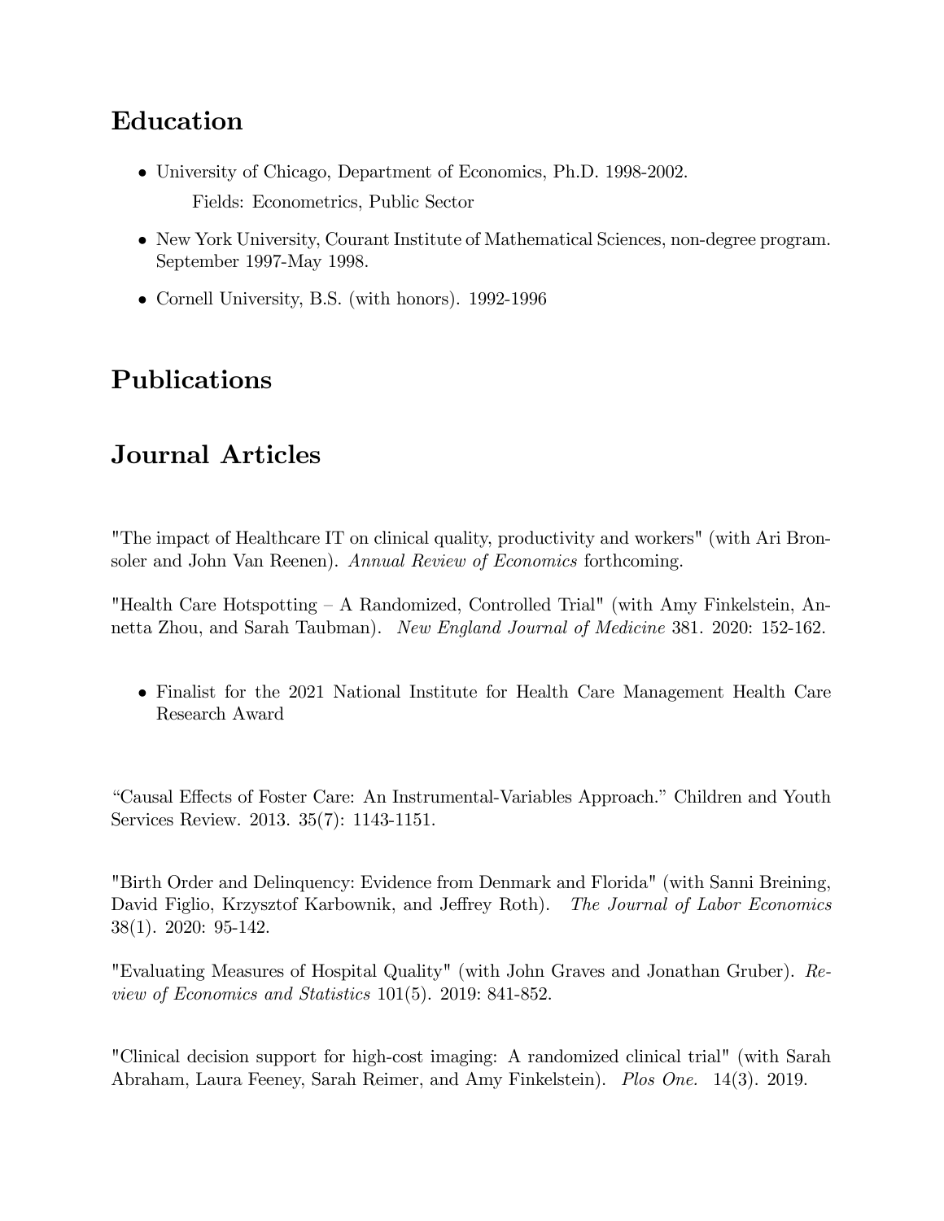## Education

- University of Chicago, Department of Economics, Ph.D. 1998-2002.
  Fields: Econometrics, Public Sector
- New York University, Courant Institute of Mathematical Sciences, non-degree program. September 1997-May 1998.
- Cornell University, B.S. (with honors). 1992-1996

## Publications

## Journal Articles

"The impact of Healthcare IT on clinical quality, productivity and workers" (with Ari Bronsoler and John Van Reenen). *Annual Review of Economics* forthcoming.

"Health Care Hotspotting – A Randomized, Controlled Trial" (with Amy Finkelstein, Annetta Zhou, and Sarah Taubman). *New England Journal of Medicine* 381. 2020: 152-162.

- Finalist for the 2021 National Institute for Health Care Management Health Care Research Award

"Causal Effects of Foster Care: An Instrumental-Variables Approach." Children and Youth Services Review. 2013. 35(7): 1143-1151.

"Birth Order and Delinquency: Evidence from Denmark and Florida" (with Sanni Breining, David Figlio, Krzysztof Karbownik, and Jeffrey Roth). *The Journal of Labor Economics* 38(1). 2020: 95-142.

"Evaluating Measures of Hospital Quality" (with John Graves and Jonathan Gruber). *Review of Economics and Statistics* 101(5). 2019: 841-852.

"Clinical decision support for high-cost imaging: A randomized clinical trial" (with Sarah Abraham, Laura Feeney, Sarah Reimer, and Amy Finkelstein). *Plos One.* 14(3). 2019.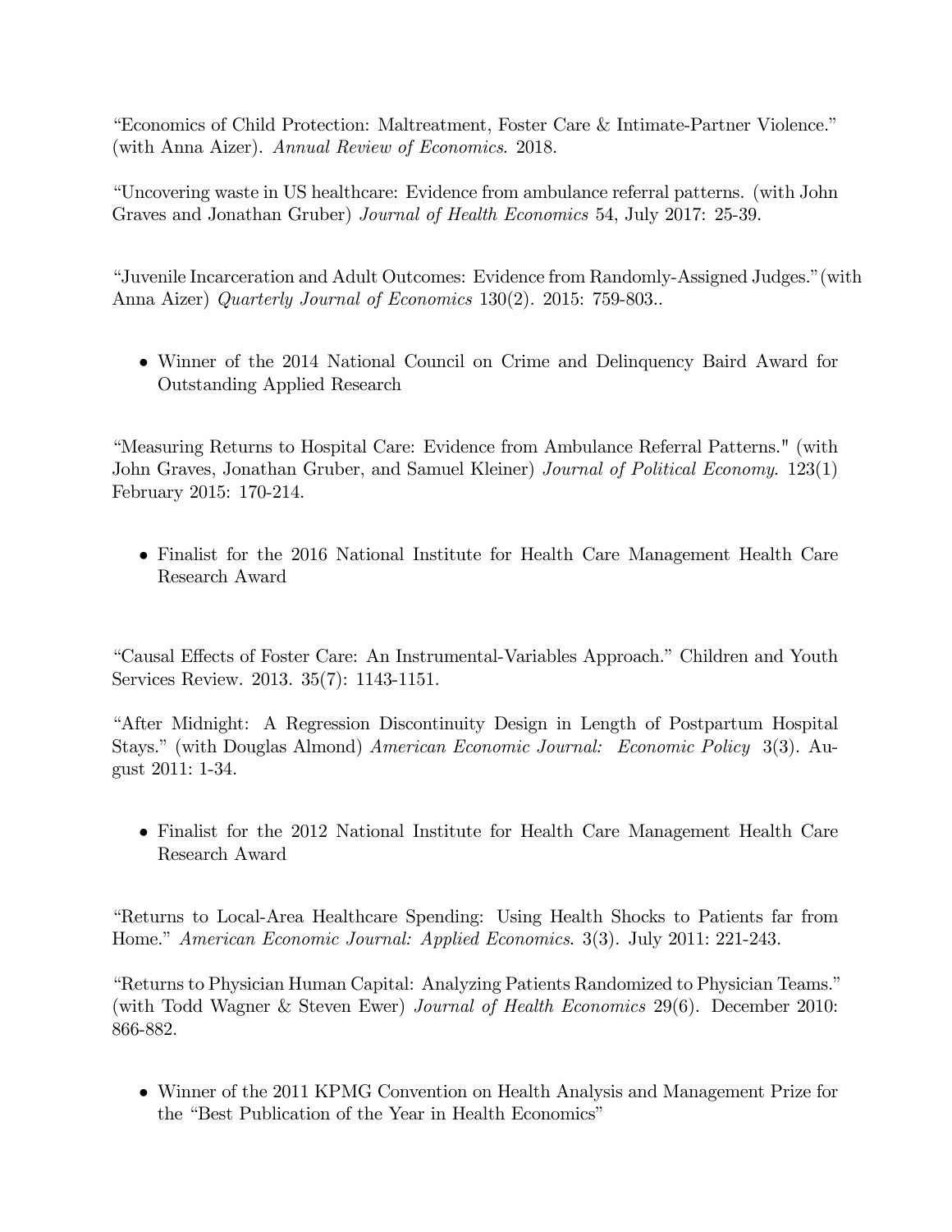"Economics of Child Protection: Maltreatment, Foster Care & Intimate-Partner Violence." (with Anna Aizer). *Annual Review of Economics*. 2018.

"Uncovering waste in US healthcare: Evidence from ambulance referral patterns. (with John Graves and Jonathan Gruber) *Journal of Health Economics* 54, July 2017: 25-39.

"Juvenile Incarceration and Adult Outcomes: Evidence from Randomly-Assigned Judges."(with Anna Aizer) *Quarterly Journal of Economics* 130(2). 2015: 759-803..

- Winner of the 2014 National Council on Crime and Delinquency Baird Award for Outstanding Applied Research

"Measuring Returns to Hospital Care: Evidence from Ambulance Referral Patterns." (with John Graves, Jonathan Gruber, and Samuel Kleiner) *Journal of Political Economy*. 123(1) February 2015: 170-214.

- Finalist for the 2016 National Institute for Health Care Management Health Care Research Award

"Causal Effects of Foster Care: An Instrumental-Variables Approach." Children and Youth Services Review. 2013. 35(7): 1143-1151.

"After Midnight: A Regression Discontinuity Design in Length of Postpartum Hospital Stays." (with Douglas Almond) *American Economic Journal: Economic Policy* 3(3). August 2011: 1-34.

- Finalist for the 2012 National Institute for Health Care Management Health Care Research Award

"Returns to Local-Area Healthcare Spending: Using Health Shocks to Patients far from Home." *American Economic Journal: Applied Economics*. 3(3). July 2011: 221-243.

"Returns to Physician Human Capital: Analyzing Patients Randomized to Physician Teams." (with Todd Wagner & Steven Ewer) *Journal of Health Economics* 29(6). December 2010: 866-882.

- Winner of the 2011 KPMG Convention on Health Analysis and Management Prize for the "Best Publication of the Year in Health Economics"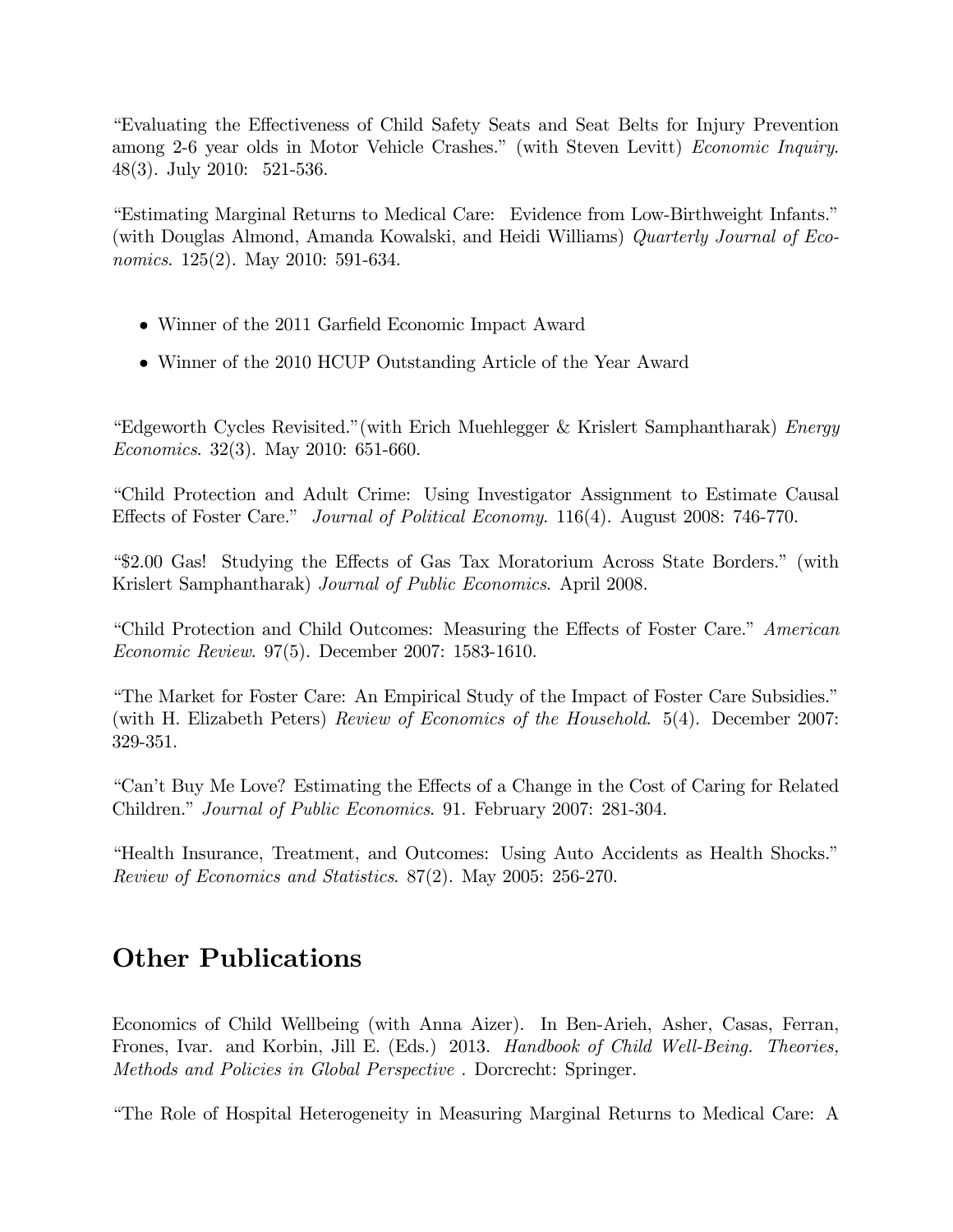"Evaluating the Effectiveness of Child Safety Seats and Seat Belts for Injury Prevention among 2-6 year olds in Motor Vehicle Crashes." (with Steven Levitt) *Economic Inquiry*. 48(3). July 2010: 521-536.

"Estimating Marginal Returns to Medical Care: Evidence from Low-Birthweight Infants." (with Douglas Almond, Amanda Kowalski, and Heidi Williams) *Quarterly Journal of Economics*. 125(2). May 2010: 591-634.

- Winner of the 2011 Garfield Economic Impact Award
- Winner of the 2010 HCUP Outstanding Article of the Year Award

"Edgeworth Cycles Revisited."(with Erich Muehlegger & Krislert Samphantharak) *Energy Economics*. 32(3). May 2010: 651-660.

"Child Protection and Adult Crime: Using Investigator Assignment to Estimate Causal Effects of Foster Care." *Journal of Political Economy*. 116(4). August 2008: 746-770.

"$2.00 Gas! Studying the Effects of Gas Tax Moratorium Across State Borders." (with Krislert Samphantharak) *Journal of Public Economics*. April 2008.

"Child Protection and Child Outcomes: Measuring the Effects of Foster Care." *American Economic Review*. 97(5). December 2007: 1583-1610.

"The Market for Foster Care: An Empirical Study of the Impact of Foster Care Subsidies." (with H. Elizabeth Peters) *Review of Economics of the Household*. 5(4). December 2007: 329-351.

"Can't Buy Me Love? Estimating the Effects of a Change in the Cost of Caring for Related Children." *Journal of Public Economics*. 91. February 2007: 281-304.

"Health Insurance, Treatment, and Outcomes: Using Auto Accidents as Health Shocks." *Review of Economics and Statistics*. 87(2). May 2005: 256-270.

## Other Publications

Economics of Child Wellbeing (with Anna Aizer). In Ben-Arieh, Asher, Casas, Ferran, Frones, Ivar. and Korbin, Jill E. (Eds.) 2013. *Handbook of Child Well-Being. Theories, Methods and Policies in Global Perspective* . Dorcrecht: Springer.

"The Role of Hospital Heterogeneity in Measuring Marginal Returns to Medical Care: A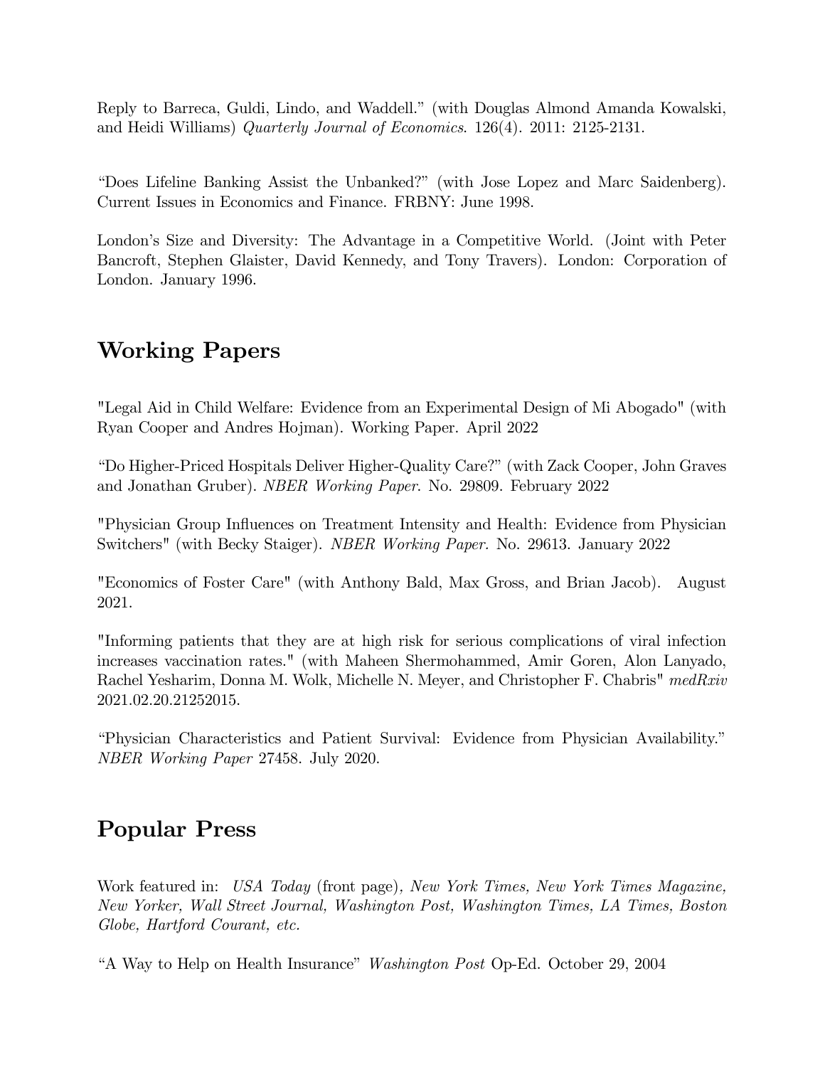Reply to Barreca, Guldi, Lindo, and Waddell." (with Douglas Almond Amanda Kowalski, and Heidi Williams) *Quarterly Journal of Economics*. 126(4). 2011: 2125-2131.

"Does Lifeline Banking Assist the Unbanked?" (with Jose Lopez and Marc Saidenberg). Current Issues in Economics and Finance. FRBNY: June 1998.

London's Size and Diversity: The Advantage in a Competitive World. (Joint with Peter Bancroft, Stephen Glaister, David Kennedy, and Tony Travers). London: Corporation of London. January 1996.

## Working Papers

"Legal Aid in Child Welfare: Evidence from an Experimental Design of Mi Abogado" (with Ryan Cooper and Andres Hojman). Working Paper. April 2022

"Do Higher-Priced Hospitals Deliver Higher-Quality Care?" (with Zack Cooper, John Graves and Jonathan Gruber). *NBER Working Paper*. No. 29809. February 2022

"Physician Group Influences on Treatment Intensity and Health: Evidence from Physician Switchers" (with Becky Staiger). *NBER Working Paper*. No. 29613. January 2022

"Economics of Foster Care" (with Anthony Bald, Max Gross, and Brian Jacob). August 2021.

"Informing patients that they are at high risk for serious complications of viral infection increases vaccination rates." (with Maheen Shermohammed, Amir Goren, Alon Lanyado, Rachel Yesharim, Donna M. Wolk, Michelle N. Meyer, and Christopher F. Chabris" *medRxiv* 2021.02.20.21252015.

"Physician Characteristics and Patient Survival: Evidence from Physician Availability." *NBER Working Paper* 27458. July 2020.

## Popular Press

Work featured in: *USA Today* (front page), *New York Times, New York Times Magazine, New Yorker, Wall Street Journal, Washington Post, Washington Times, LA Times, Boston Globe, Hartford Courant, etc.*

"A Way to Help on Health Insurance" *Washington Post* Op-Ed. October 29, 2004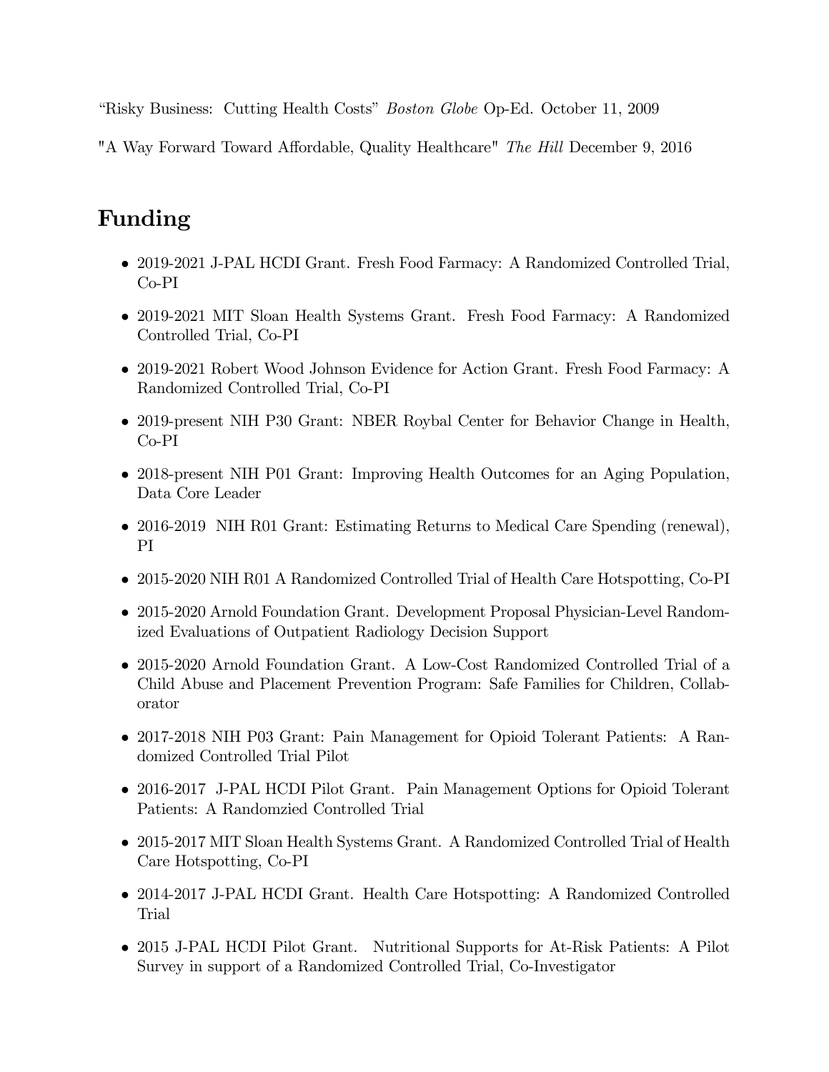"Risky Business: Cutting Health Costs" *Boston Globe* Op-Ed. October 11, 2009

"A Way Forward Toward Affordable, Quality Healthcare" *The Hill* December 9, 2016

## Funding

- 2019-2021 J-PAL HCDI Grant. Fresh Food Farmacy: A Randomized Controlled Trial, Co-PI
- 2019-2021 MIT Sloan Health Systems Grant. Fresh Food Farmacy: A Randomized Controlled Trial, Co-PI
- 2019-2021 Robert Wood Johnson Evidence for Action Grant. Fresh Food Farmacy: A Randomized Controlled Trial, Co-PI
- 2019-present NIH P30 Grant: NBER Roybal Center for Behavior Change in Health, Co-PI
- 2018-present NIH P01 Grant: Improving Health Outcomes for an Aging Population, Data Core Leader
- 2016-2019 NIH R01 Grant: Estimating Returns to Medical Care Spending (renewal), PI
- 2015-2020 NIH R01 A Randomized Controlled Trial of Health Care Hotspotting, Co-PI
- 2015-2020 Arnold Foundation Grant. Development Proposal Physician-Level Randomized Evaluations of Outpatient Radiology Decision Support
- 2015-2020 Arnold Foundation Grant. A Low-Cost Randomized Controlled Trial of a Child Abuse and Placement Prevention Program: Safe Families for Children, Collaborator
- 2017-2018 NIH P03 Grant: Pain Management for Opioid Tolerant Patients: A Randomized Controlled Trial Pilot
- 2016-2017 J-PAL HCDI Pilot Grant. Pain Management Options for Opioid Tolerant Patients: A Randomzied Controlled Trial
- 2015-2017 MIT Sloan Health Systems Grant. A Randomized Controlled Trial of Health Care Hotspotting, Co-PI
- 2014-2017 J-PAL HCDI Grant. Health Care Hotspotting: A Randomized Controlled Trial
- 2015 J-PAL HCDI Pilot Grant. Nutritional Supports for At-Risk Patients: A Pilot Survey in support of a Randomized Controlled Trial, Co-Investigator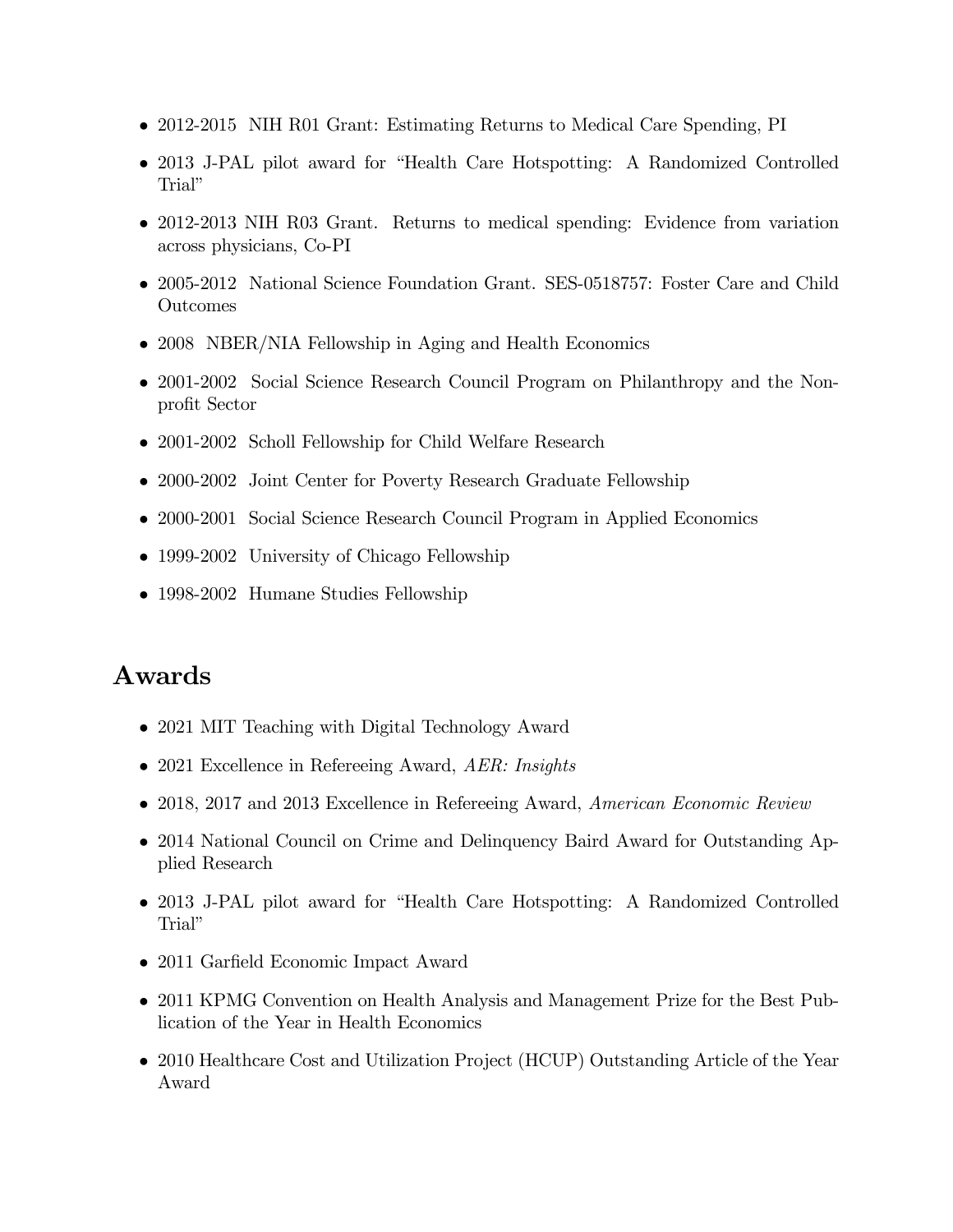- 2012-2015 NIH R01 Grant: Estimating Returns to Medical Care Spending, PI
- 2013 J-PAL pilot award for "Health Care Hotspotting: A Randomized Controlled Trial"
- 2012-2013 NIH R03 Grant. Returns to medical spending: Evidence from variation across physicians, Co-PI
- 2005-2012 National Science Foundation Grant. SES-0518757: Foster Care and Child Outcomes
- 2008 NBER/NIA Fellowship in Aging and Health Economics
- 2001-2002 Social Science Research Council Program on Philanthropy and the Non-profit Sector
- 2001-2002 Scholl Fellowship for Child Welfare Research
- 2000-2002 Joint Center for Poverty Research Graduate Fellowship
- 2000-2001 Social Science Research Council Program in Applied Economics
- 1999-2002 University of Chicago Fellowship
- 1998-2002 Humane Studies Fellowship

## Awards

- 2021 MIT Teaching with Digital Technology Award
- 2021 Excellence in Refereeing Award, *AER: Insights*
- 2018, 2017 and 2013 Excellence in Refereeing Award, *American Economic Review*
- 2014 National Council on Crime and Delinquency Baird Award for Outstanding Applied Research
- 2013 J-PAL pilot award for "Health Care Hotspotting: A Randomized Controlled Trial"
- 2011 Garfield Economic Impact Award
- 2011 KPMG Convention on Health Analysis and Management Prize for the Best Publication of the Year in Health Economics
- 2010 Healthcare Cost and Utilization Project (HCUP) Outstanding Article of the Year Award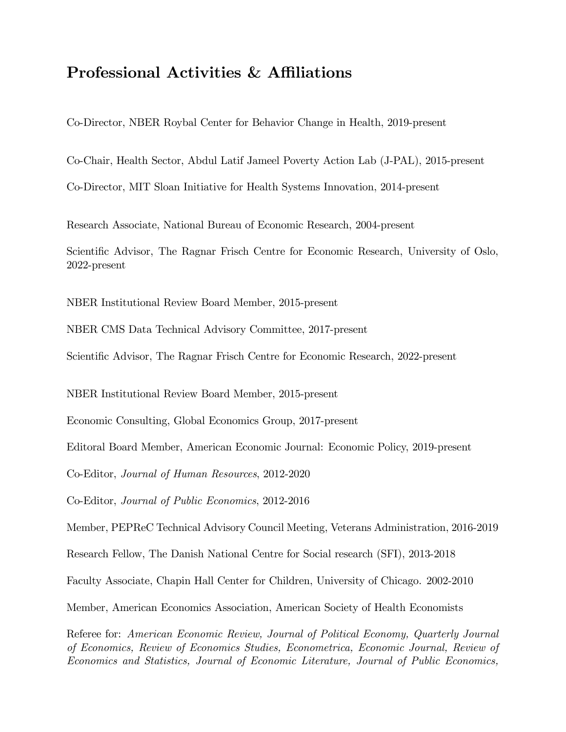## Professional Activities & Affiliations

Co-Director, NBER Roybal Center for Behavior Change in Health, 2019-present

Co-Chair, Health Sector, Abdul Latif Jameel Poverty Action Lab (J-PAL), 2015-present

Co-Director, MIT Sloan Initiative for Health Systems Innovation, 2014-present

Research Associate, National Bureau of Economic Research, 2004-present

Scientific Advisor, The Ragnar Frisch Centre for Economic Research, University of Oslo, 2022-present

NBER Institutional Review Board Member, 2015-present

NBER CMS Data Technical Advisory Committee, 2017-present

Scientific Advisor, The Ragnar Frisch Centre for Economic Research, 2022-present

NBER Institutional Review Board Member, 2015-present

Economic Consulting, Global Economics Group, 2017-present

Editoral Board Member, American Economic Journal: Economic Policy, 2019-present

Co-Editor, *Journal of Human Resources*, 2012-2020

Co-Editor, *Journal of Public Economics*, 2012-2016

Member, PEPReC Technical Advisory Council Meeting, Veterans Administration, 2016-2019

Research Fellow, The Danish National Centre for Social research (SFI), 2013-2018

Faculty Associate, Chapin Hall Center for Children, University of Chicago. 2002-2010

Member, American Economics Association, American Society of Health Economists

Referee for: *American Economic Review, Journal of Political Economy, Quarterly Journal of Economics, Review of Economics Studies, Econometrica, Economic Journal, Review of Economics and Statistics, Journal of Economic Literature, Journal of Public Economics,*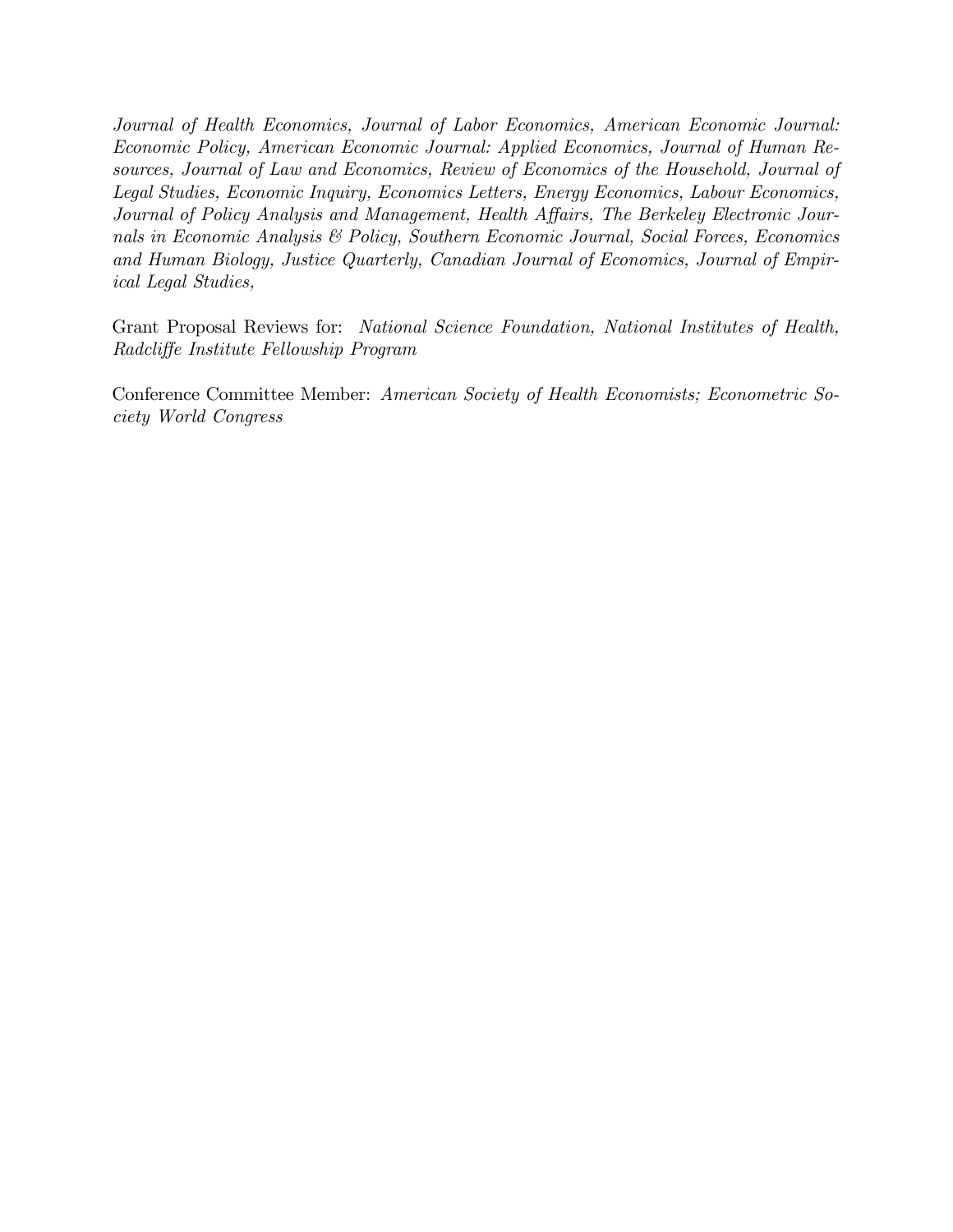*Journal of Health Economics, Journal of Labor Economics, American Economic Journal: Economic Policy, American Economic Journal: Applied Economics, Journal of Human Resources, Journal of Law and Economics, Review of Economics of the Household, Journal of Legal Studies, Economic Inquiry, Economics Letters, Energy Economics, Labour Economics, Journal of Policy Analysis and Management, Health Affairs, The Berkeley Electronic Journals in Economic Analysis & Policy, Southern Economic Journal, Social Forces, Economics and Human Biology, Justice Quarterly, Canadian Journal of Economics, Journal of Empirical Legal Studies,*

Grant Proposal Reviews for: *National Science Foundation, National Institutes of Health, Radcliffe Institute Fellowship Program*

Conference Committee Member: *American Society of Health Economists; Econometric Society World Congress*